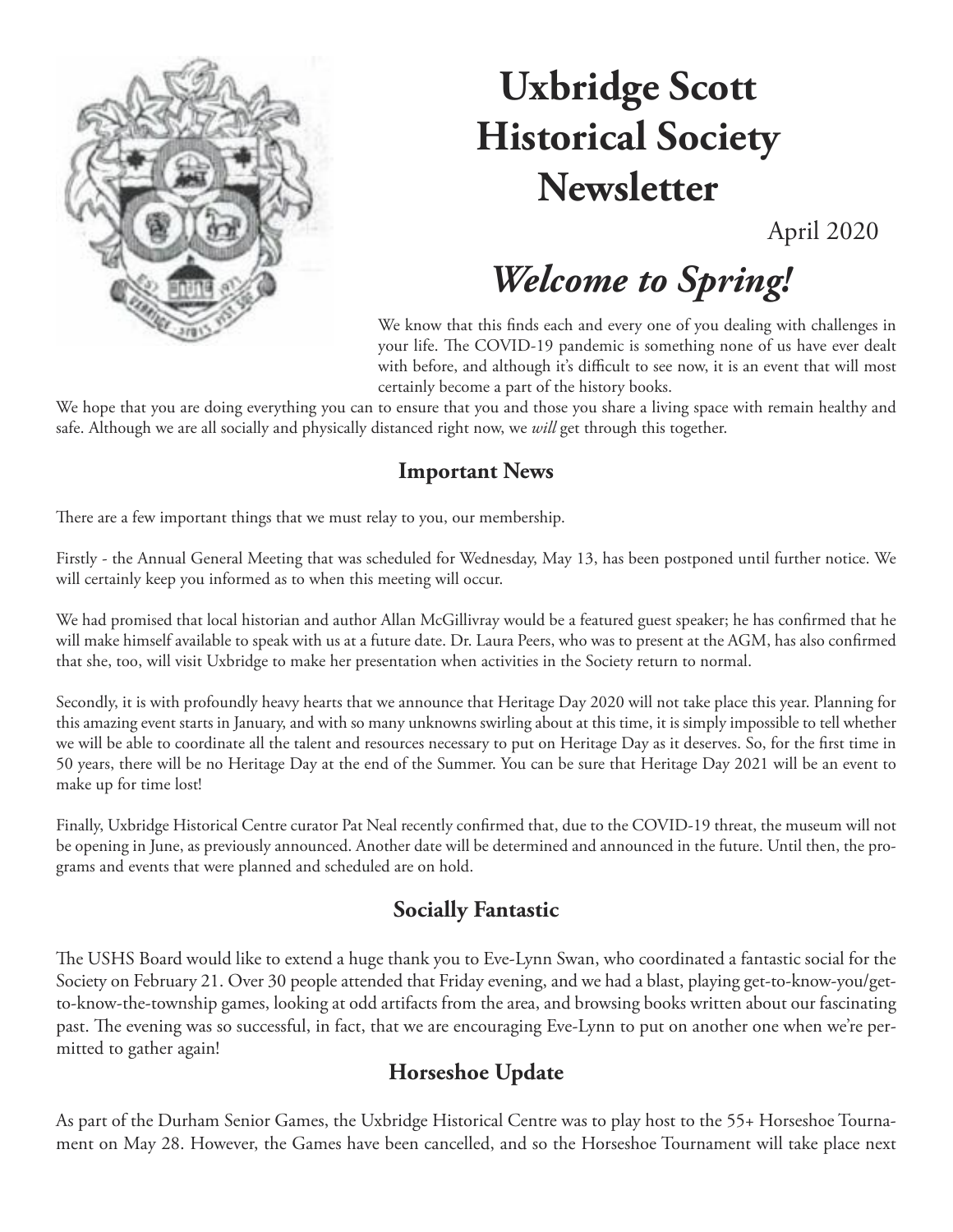# Uxbridge Scott Historical Society Newsletter

April 2020

## *Welcome to Spring!*

We know that this finds each and every one of you dealing with challenges in your life. The COVID-19 pandemic is something none of us have ever dealt with before, and although it's difficult to see now, it is an event that will most certainly become a part of the history books.

We hope that you are doing everything you can to ensure that you and those you share a living space with remain healthy and safe. Although we are all socially and physically distanced right now, we *will* get through this together.

### Important News

There are a few important things that we must relay to you, our membership.

Firstly - the Annual General Meeting that was scheduled for Wednesday, May 13, has been postponed until further notice. We will certainly keep you informed as to when this meeting will occur.

We had promised that local historian and author Allan McGillivray would be a featured guest speaker; he has confirmed that he will make himself available to speak with us at a future date. Dr. Laura Peers, who was to present at the AGM, has also confirmed that she, too, will visit Uxbridge to make her presentation when activities in the Society return to normal.

Secondly, it is with profoundly heavy hearts that we announce that Heritage Day 2020 will not take place this year. Planning for this amazing event starts in January, and with so many unknowns swirling about at this time, it is simply impossible to tell whether we will be able to coordinate all the talent and resources necessary to put on Heritage Day as it deserves. So, for the first time in 50 years, there will be no Heritage Day at the end of the Summer. You can be sure that Heritage Day 2021 will be an event to make up for time lost!

Finally, Uxbridge Historical Centre curator Pat Neal recently confirmed that, due to the COVID-19 threat, the museum will not be opening in June, as previously announced. Another date will be determined and announced in the future. Until then, the programs and events that were planned and scheduled are on hold.

### Socially Fantastic

The USHS Board would like to extend a huge thank you to Eve-Lynn Swan, who coordinated a fantastic social for the Society on February 21. Over 30 people attended that Friday evening, and we had a blast, playing get-to-know-you/get-to-know-the-township games, looking at odd artifacts from the area, and browsing books written about our fascinating past. The evening was so successful, in fact, that we are encouraging Eve-Lynn to put on another one when we're permitted to gather again!

### Horseshoe Update

As part of the Durham Senior Games, the Uxbridge Historical Centre was to play host to the 55+ Horseshoe Tournament on May 28. However, the Games have been cancelled, and so the Horseshoe Tournament will take place next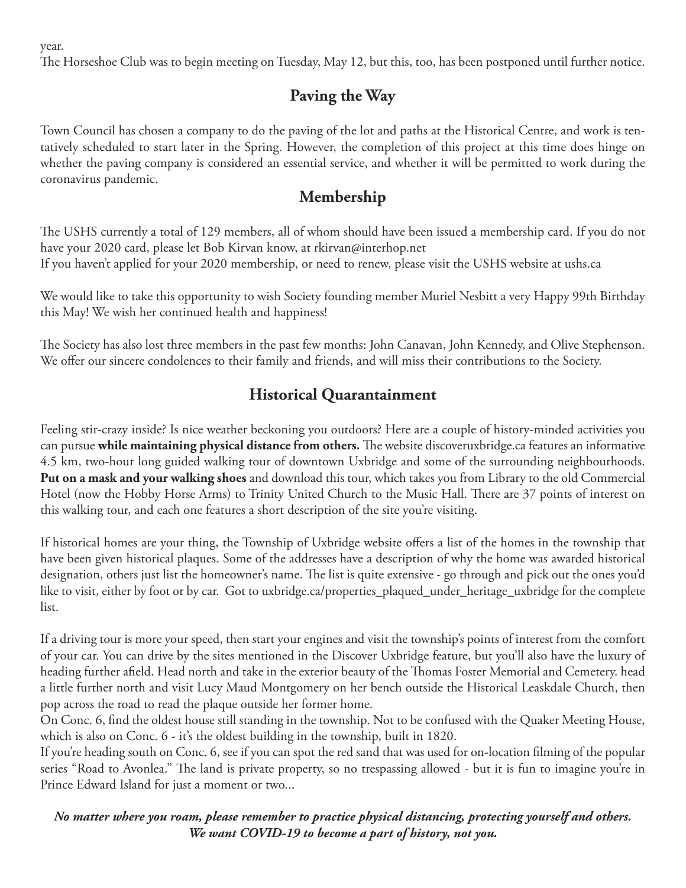year.

The Horseshoe Club was to begin meeting on Tuesday, May 12, but this, too, has been postponed until further notice.

## Paving the Way

Town Council has chosen a company to do the paving of the lot and paths at the Historical Centre, and work is tentatively scheduled to start later in the Spring. However, the completion of this project at this time does hinge on whether the paving company is considered an essential service, and whether it will be permitted to work during the coronavirus pandemic.

## Membership

The USHS currently a total of 129 members, all of whom should have been issued a membership card. If you do not have your 2020 card, please let Bob Kirvan know, at rkirvan@interhop.net

If you haven't applied for your 2020 membership, or need to renew, please visit the USHS website at ushs.ca

We would like to take this opportunity to wish Society founding member Muriel Nesbitt a very Happy 99th Birthday this May! We wish her continued health and happiness!

The Society has also lost three members in the past few months: John Canavan, John Kennedy, and Olive Stephenson. We offer our sincere condolences to their family and friends, and will miss their contributions to the Society.

## Historical Quarantainment

Feeling stir-crazy inside? Is nice weather beckoning you outdoors? Here are a couple of history-minded activities you can pursue **while maintaining physical distance from others.** The website discoveruxbridge.ca features an informative 4.5 km, two-hour long guided walking tour of downtown Uxbridge and some of the surrounding neighbourhoods. **Put on a mask and your walking shoes** and download this tour, which takes you from Library to the old Commercial Hotel (now the Hobby Horse Arms) to Trinity United Church to the Music Hall. There are 37 points of interest on this walking tour, and each one features a short description of the site you're visiting.

If historical homes are your thing, the Township of Uxbridge website offers a list of the homes in the township that have been given historical plaques. Some of the addresses have a description of why the home was awarded historical designation, others just list the homeowner's name. The list is quite extensive - go through and pick out the ones you'd like to visit, either by foot or by car. Got to uxbridge.ca/properties_plaqued_under_heritage_uxbridge for the complete list.

If a driving tour is more your speed, then start your engines and visit the township's points of interest from the comfort of your car. You can drive by the sites mentioned in the Discover Uxbridge feature, but you'll also have the luxury of heading further afield. Head north and take in the exterior beauty of the Thomas Foster Memorial and Cemetery. head a little further north and visit Lucy Maud Montgomery on her bench outside the Historical Leaskdale Church, then pop across the road to read the plaque outside her former home.

On Conc. 6, find the oldest house still standing in the township. Not to be confused with the Quaker Meeting House, which is also on Conc. 6 - it's the oldest building in the township, built in 1820.

If you're heading south on Conc. 6, see if you can spot the red sand that was used for on-location filming of the popular series "Road to Avonlea." The land is private property, so no trespassing allowed - but it is fun to imagine you're in Prince Edward Island for just a moment or two...

***No matter where you roam, please remember to practice physical distancing, protecting yourself and others. We want COVID-19 to become a part of history, not you.***